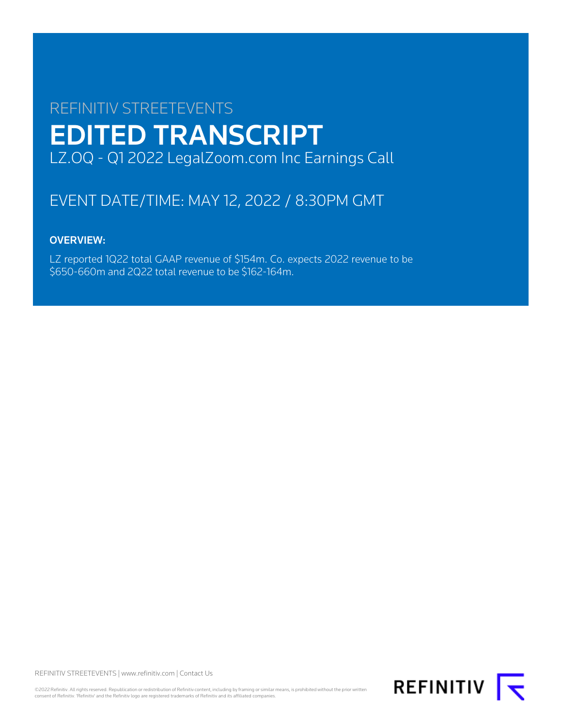REFINITIV STREETEVENTS

# EDITED TRANSCRIPT

LZ.OQ - Q1 2022 LegalZoom.com Inc Earnings Call

EVENT DATE/TIME: MAY 12, 2022 / 8:30PM GMT

**OVERVIEW:**

LZ reported 1Q22 total GAAP revenue of $154m. Co. expects 2022 revenue to be $650-660m and 2Q22 total revenue to be $162-164m.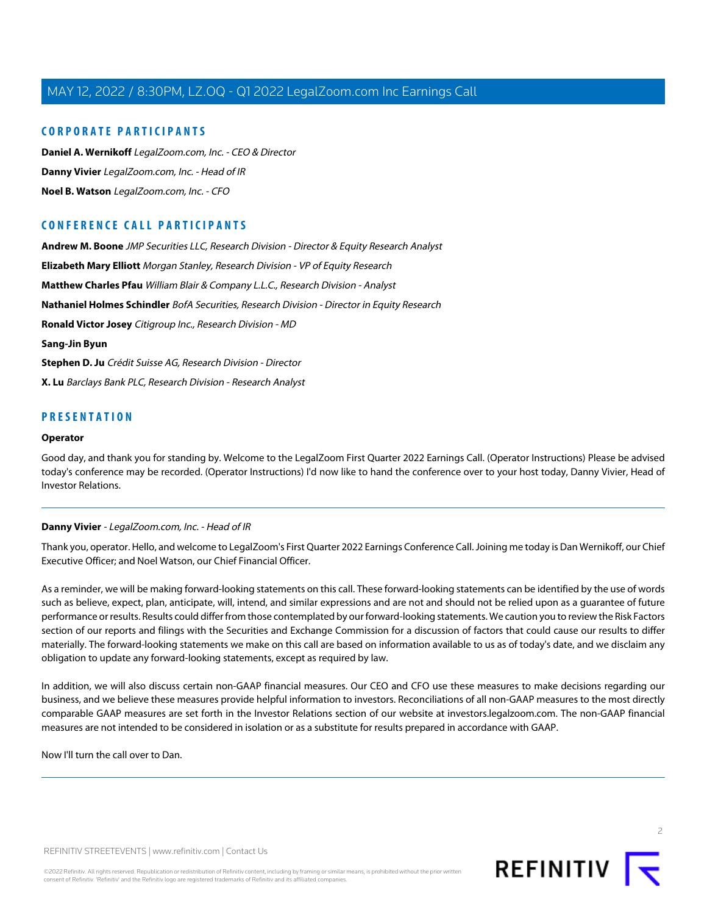## CORPORATE PARTICIPANTS

**Daniel A. Wernikoff** *LegalZoom.com, Inc. - CEO & Director*

**Danny Vivier** *LegalZoom.com, Inc. - Head of IR*

**Noel B. Watson** *LegalZoom.com, Inc. - CFO*

## CONFERENCE CALL PARTICIPANTS

**Andrew M. Boone** *JMP Securities LLC, Research Division - Director & Equity Research Analyst*

**Elizabeth Mary Elliott** *Morgan Stanley, Research Division - VP of Equity Research*

**Matthew Charles Pfau** *William Blair & Company L.L.C., Research Division - Analyst*

**Nathaniel Holmes Schindler** *BofA Securities, Research Division - Director in Equity Research*

**Ronald Victor Josey** *Citigroup Inc., Research Division - MD*

**Sang-Jin Byun**

**Stephen D. Ju** *Crédit Suisse AG, Research Division - Director*

**X. Lu** *Barclays Bank PLC, Research Division - Research Analyst*

## PRESENTATION

**Operator**

Good day, and thank you for standing by. Welcome to the LegalZoom First Quarter 2022 Earnings Call. (Operator Instructions) Please be advised today's conference may be recorded. (Operator Instructions) I'd now like to hand the conference over to your host today, Danny Vivier, Head of Investor Relations.

---

**Danny Vivier** - *LegalZoom.com, Inc. - Head of IR*

Thank you, operator. Hello, and welcome to LegalZoom's First Quarter 2022 Earnings Conference Call. Joining me today is Dan Wernikoff, our Chief Executive Officer; and Noel Watson, our Chief Financial Officer.

As a reminder, we will be making forward-looking statements on this call. These forward-looking statements can be identified by the use of words such as believe, expect, plan, anticipate, will, intend, and similar expressions and are not and should not be relied upon as a guarantee of future performance or results. Results could differ from those contemplated by our forward-looking statements. We caution you to review the Risk Factors section of our reports and filings with the Securities and Exchange Commission for a discussion of factors that could cause our results to differ materially. The forward-looking statements we make on this call are based on information available to us as of today's date, and we disclaim any obligation to update any forward-looking statements, except as required by law.

In addition, we will also discuss certain non-GAAP financial measures. Our CEO and CFO use these measures to make decisions regarding our business, and we believe these measures provide helpful information to investors. Reconciliations of all non-GAAP measures to the most directly comparable GAAP measures are set forth in the Investor Relations section of our website at investors.legalzoom.com. The non-GAAP financial measures are not intended to be considered in isolation or as a substitute for results prepared in accordance with GAAP.

Now I'll turn the call over to Dan.

---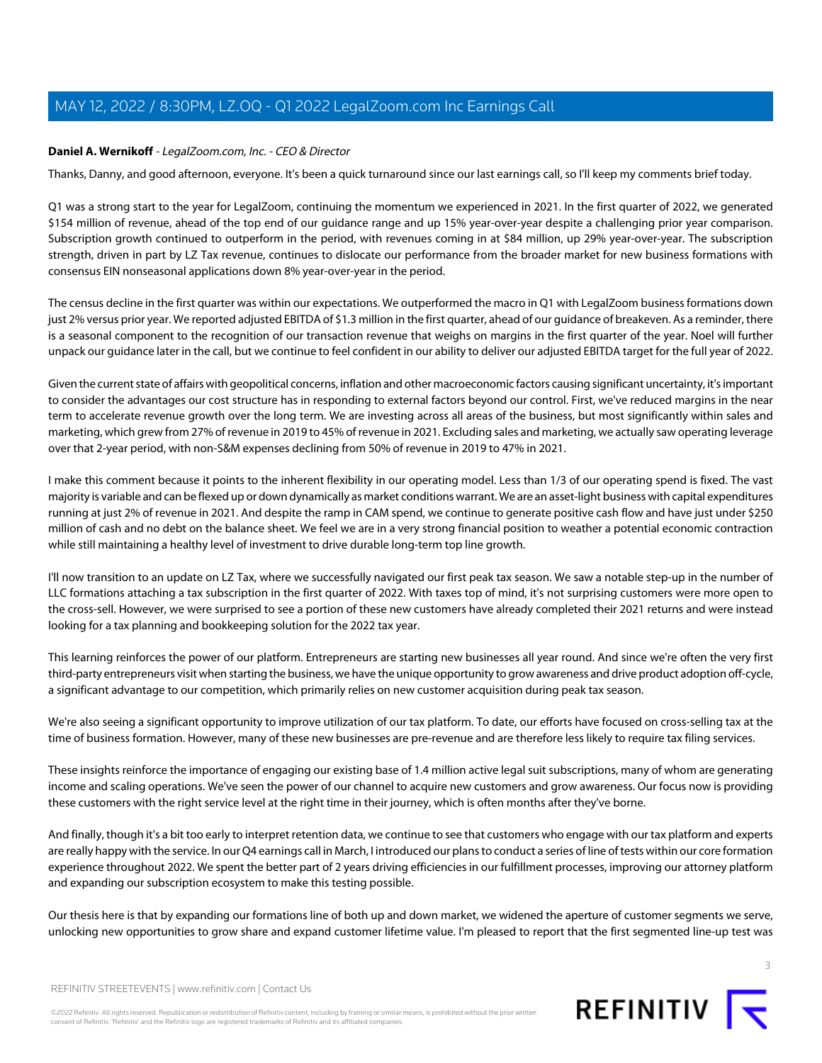**Daniel A. Wernikoff** - *LegalZoom.com, Inc. - CEO & Director*

Thanks, Danny, and good afternoon, everyone. It's been a quick turnaround since our last earnings call, so I'll keep my comments brief today.

Q1 was a strong start to the year for LegalZoom, continuing the momentum we experienced in 2021. In the first quarter of 2022, we generated $154 million of revenue, ahead of the top end of our guidance range and up 15% year-over-year despite a challenging prior year comparison. Subscription growth continued to outperform in the period, with revenues coming in at $84 million, up 29% year-over-year. The subscription strength, driven in part by LZ Tax revenue, continues to dislocate our performance from the broader market for new business formations with consensus EIN nonseasonal applications down 8% year-over-year in the period.

The census decline in the first quarter was within our expectations. We outperformed the macro in Q1 with LegalZoom business formations down just 2% versus prior year. We reported adjusted EBITDA of $1.3 million in the first quarter, ahead of our guidance of breakeven. As a reminder, there is a seasonal component to the recognition of our transaction revenue that weighs on margins in the first quarter of the year. Noel will further unpack our guidance later in the call, but we continue to feel confident in our ability to deliver our adjusted EBITDA target for the full year of 2022.

Given the current state of affairs with geopolitical concerns, inflation and other macroeconomic factors causing significant uncertainty, it's important to consider the advantages our cost structure has in responding to external factors beyond our control. First, we've reduced margins in the near term to accelerate revenue growth over the long term. We are investing across all areas of the business, but most significantly within sales and marketing, which grew from 27% of revenue in 2019 to 45% of revenue in 2021. Excluding sales and marketing, we actually saw operating leverage over that 2-year period, with non-S&M expenses declining from 50% of revenue in 2019 to 47% in 2021.

I make this comment because it points to the inherent flexibility in our operating model. Less than 1/3 of our operating spend is fixed. The vast majority is variable and can be flexed up or down dynamically as market conditions warrant. We are an asset-light business with capital expenditures running at just 2% of revenue in 2021. And despite the ramp in CAM spend, we continue to generate positive cash flow and have just under $250 million of cash and no debt on the balance sheet. We feel we are in a very strong financial position to weather a potential economic contraction while still maintaining a healthy level of investment to drive durable long-term top line growth.

I'll now transition to an update on LZ Tax, where we successfully navigated our first peak tax season. We saw a notable step-up in the number of LLC formations attaching a tax subscription in the first quarter of 2022. With taxes top of mind, it's not surprising customers were more open to the cross-sell. However, we were surprised to see a portion of these new customers have already completed their 2021 returns and were instead looking for a tax planning and bookkeeping solution for the 2022 tax year.

This learning reinforces the power of our platform. Entrepreneurs are starting new businesses all year round. And since we're often the very first third-party entrepreneurs visit when starting the business, we have the unique opportunity to grow awareness and drive product adoption off-cycle, a significant advantage to our competition, which primarily relies on new customer acquisition during peak tax season.

We're also seeing a significant opportunity to improve utilization of our tax platform. To date, our efforts have focused on cross-selling tax at the time of business formation. However, many of these new businesses are pre-revenue and are therefore less likely to require tax filing services.

These insights reinforce the importance of engaging our existing base of 1.4 million active legal suit subscriptions, many of whom are generating income and scaling operations. We've seen the power of our channel to acquire new customers and grow awareness. Our focus now is providing these customers with the right service level at the right time in their journey, which is often months after they've borne.

And finally, though it's a bit too early to interpret retention data, we continue to see that customers who engage with our tax platform and experts are really happy with the service. In our Q4 earnings call in March, I introduced our plans to conduct a series of line of tests within our core formation experience throughout 2022. We spent the better part of 2 years driving efficiencies in our fulfillment processes, improving our attorney platform and expanding our subscription ecosystem to make this testing possible.

Our thesis here is that by expanding our formations line of both up and down market, we widened the aperture of customer segments we serve, unlocking new opportunities to grow share and expand customer lifetime value. I'm pleased to report that the first segmented line-up test was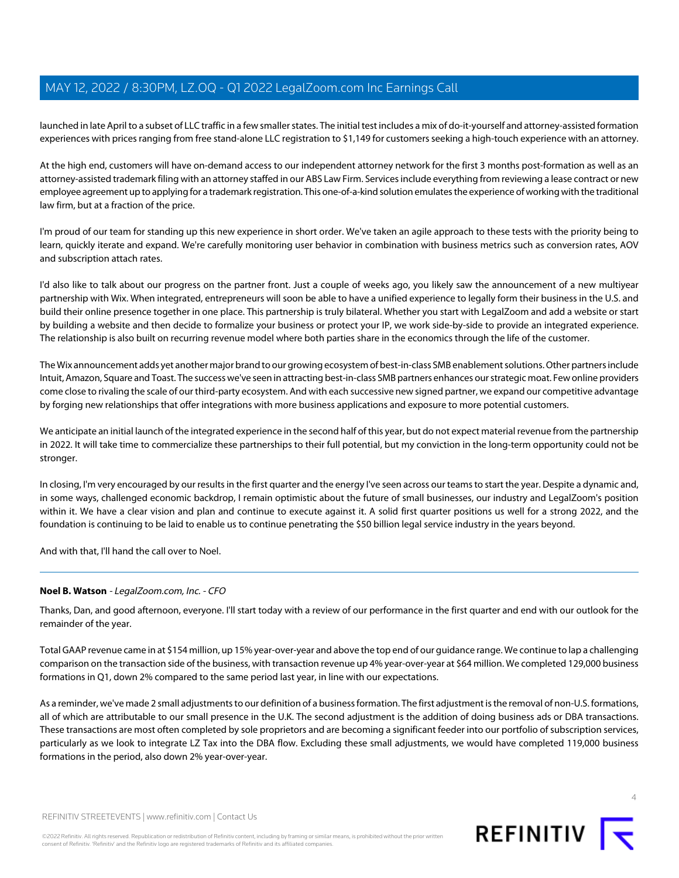launched in late April to a subset of LLC traffic in a few smaller states. The initial test includes a mix of do-it-yourself and attorney-assisted formation experiences with prices ranging from free stand-alone LLC registration to $1,149 for customers seeking a high-touch experience with an attorney.

At the high end, customers will have on-demand access to our independent attorney network for the first 3 months post-formation as well as an attorney-assisted trademark filing with an attorney staffed in our ABS Law Firm. Services include everything from reviewing a lease contract or new employee agreement up to applying for a trademark registration. This one-of-a-kind solution emulates the experience of working with the traditional law firm, but at a fraction of the price.

I'm proud of our team for standing up this new experience in short order. We've taken an agile approach to these tests with the priority being to learn, quickly iterate and expand. We're carefully monitoring user behavior in combination with business metrics such as conversion rates, AOV and subscription attach rates.

I'd also like to talk about our progress on the partner front. Just a couple of weeks ago, you likely saw the announcement of a new multiyear partnership with Wix. When integrated, entrepreneurs will soon be able to have a unified experience to legally form their business in the U.S. and build their online presence together in one place. This partnership is truly bilateral. Whether you start with LegalZoom and add a website or start by building a website and then decide to formalize your business or protect your IP, we work side-by-side to provide an integrated experience. The relationship is also built on recurring revenue model where both parties share in the economics through the life of the customer.

The Wix announcement adds yet another major brand to our growing ecosystem of best-in-class SMB enablement solutions. Other partners include Intuit, Amazon, Square and Toast. The success we've seen in attracting best-in-class SMB partners enhances our strategic moat. Few online providers come close to rivaling the scale of our third-party ecosystem. And with each successive new signed partner, we expand our competitive advantage by forging new relationships that offer integrations with more business applications and exposure to more potential customers.

We anticipate an initial launch of the integrated experience in the second half of this year, but do not expect material revenue from the partnership in 2022. It will take time to commercialize these partnerships to their full potential, but my conviction in the long-term opportunity could not be stronger.

In closing, I'm very encouraged by our results in the first quarter and the energy I've seen across our teams to start the year. Despite a dynamic and, in some ways, challenged economic backdrop, I remain optimistic about the future of small businesses, our industry and LegalZoom's position within it. We have a clear vision and plan and continue to execute against it. A solid first quarter positions us well for a strong 2022, and the foundation is continuing to be laid to enable us to continue penetrating the $50 billion legal service industry in the years beyond.

And with that, I'll hand the call over to Noel.

---

**Noel B. Watson** - *LegalZoom.com, Inc. - CFO*

Thanks, Dan, and good afternoon, everyone. I'll start today with a review of our performance in the first quarter and end with our outlook for the remainder of the year.

Total GAAP revenue came in at $154 million, up 15% year-over-year and above the top end of our guidance range. We continue to lap a challenging comparison on the transaction side of the business, with transaction revenue up 4% year-over-year at $64 million. We completed 129,000 business formations in Q1, down 2% compared to the same period last year, in line with our expectations.

As a reminder, we've made 2 small adjustments to our definition of a business formation. The first adjustment is the removal of non-U.S. formations, all of which are attributable to our small presence in the U.K. The second adjustment is the addition of doing business ads or DBA transactions. These transactions are most often completed by sole proprietors and are becoming a significant feeder into our portfolio of subscription services, particularly as we look to integrate LZ Tax into the DBA flow. Excluding these small adjustments, we would have completed 119,000 business formations in the period, also down 2% year-over-year.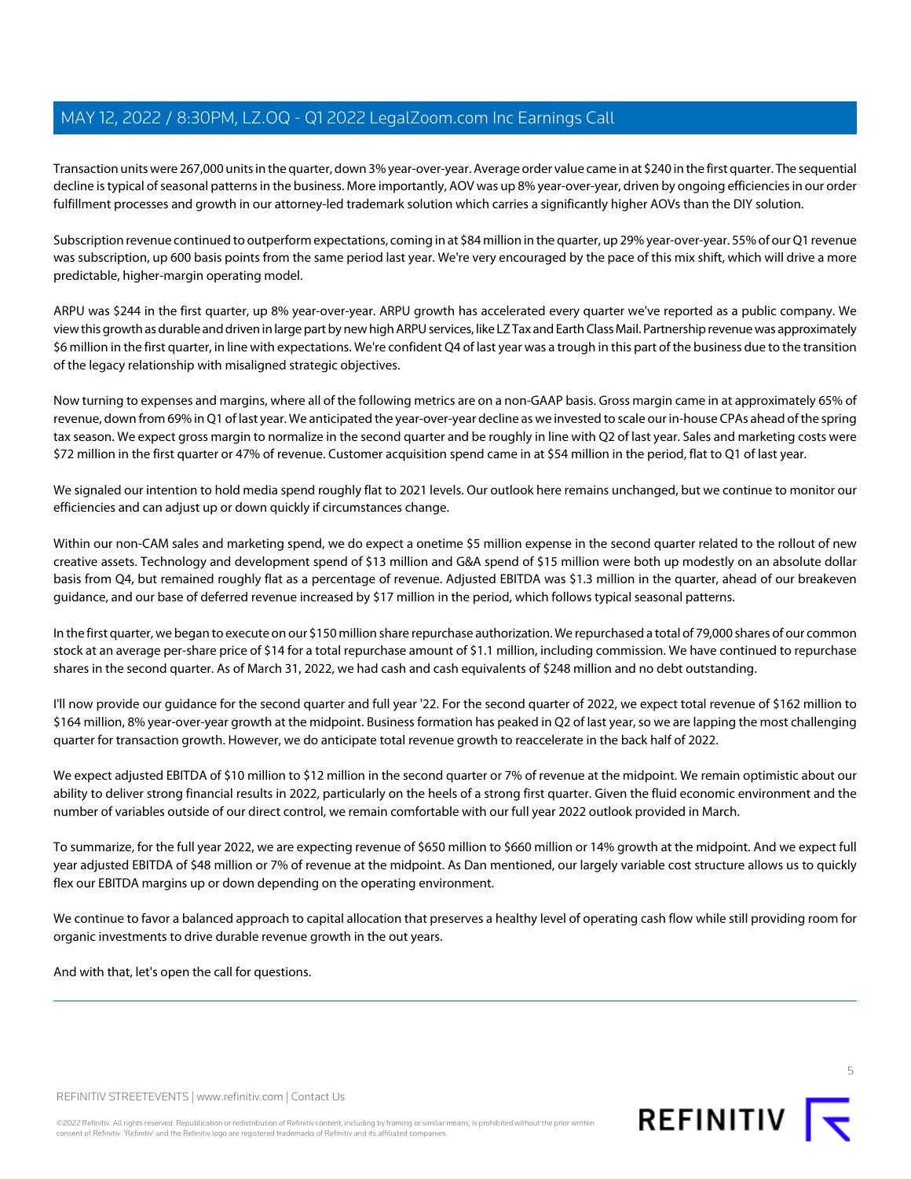Transaction units were 267,000 units in the quarter, down 3% year-over-year. Average order value came in at $240 in the first quarter. The sequential decline is typical of seasonal patterns in the business. More importantly, AOV was up 8% year-over-year, driven by ongoing efficiencies in our order fulfillment processes and growth in our attorney-led trademark solution which carries a significantly higher AOVs than the DIY solution.

Subscription revenue continued to outperform expectations, coming in at $84 million in the quarter, up 29% year-over-year. 55% of our Q1 revenue was subscription, up 600 basis points from the same period last year. We're very encouraged by the pace of this mix shift, which will drive a more predictable, higher-margin operating model.

ARPU was $244 in the first quarter, up 8% year-over-year. ARPU growth has accelerated every quarter we've reported as a public company. We view this growth as durable and driven in large part by new high ARPU services, like LZ Tax and Earth Class Mail. Partnership revenue was approximately $6 million in the first quarter, in line with expectations. We're confident Q4 of last year was a trough in this part of the business due to the transition of the legacy relationship with misaligned strategic objectives.

Now turning to expenses and margins, where all of the following metrics are on a non-GAAP basis. Gross margin came in at approximately 65% of revenue, down from 69% in Q1 of last year. We anticipated the year-over-year decline as we invested to scale our in-house CPAs ahead of the spring tax season. We expect gross margin to normalize in the second quarter and be roughly in line with Q2 of last year. Sales and marketing costs were $72 million in the first quarter or 47% of revenue. Customer acquisition spend came in at $54 million in the period, flat to Q1 of last year.

We signaled our intention to hold media spend roughly flat to 2021 levels. Our outlook here remains unchanged, but we continue to monitor our efficiencies and can adjust up or down quickly if circumstances change.

Within our non-CAM sales and marketing spend, we do expect a onetime $5 million expense in the second quarter related to the rollout of new creative assets. Technology and development spend of $13 million and G&A spend of $15 million were both up modestly on an absolute dollar basis from Q4, but remained roughly flat as a percentage of revenue. Adjusted EBITDA was $1.3 million in the quarter, ahead of our breakeven guidance, and our base of deferred revenue increased by $17 million in the period, which follows typical seasonal patterns.

In the first quarter, we began to execute on our $150 million share repurchase authorization. We repurchased a total of 79,000 shares of our common stock at an average per-share price of $14 for a total repurchase amount of $1.1 million, including commission. We have continued to repurchase shares in the second quarter. As of March 31, 2022, we had cash and cash equivalents of $248 million and no debt outstanding.

I'll now provide our guidance for the second quarter and full year '22. For the second quarter of 2022, we expect total revenue of $162 million to $164 million, 8% year-over-year growth at the midpoint. Business formation has peaked in Q2 of last year, so we are lapping the most challenging quarter for transaction growth. However, we do anticipate total revenue growth to reaccelerate in the back half of 2022.

We expect adjusted EBITDA of $10 million to $12 million in the second quarter or 7% of revenue at the midpoint. We remain optimistic about our ability to deliver strong financial results in 2022, particularly on the heels of a strong first quarter. Given the fluid economic environment and the number of variables outside of our direct control, we remain comfortable with our full year 2022 outlook provided in March.

To summarize, for the full year 2022, we are expecting revenue of $650 million to $660 million or 14% growth at the midpoint. And we expect full year adjusted EBITDA of $48 million or 7% of revenue at the midpoint. As Dan mentioned, our largely variable cost structure allows us to quickly flex our EBITDA margins up or down depending on the operating environment.

We continue to favor a balanced approach to capital allocation that preserves a healthy level of operating cash flow while still providing room for organic investments to drive durable revenue growth in the out years.

And with that, let's open the call for questions.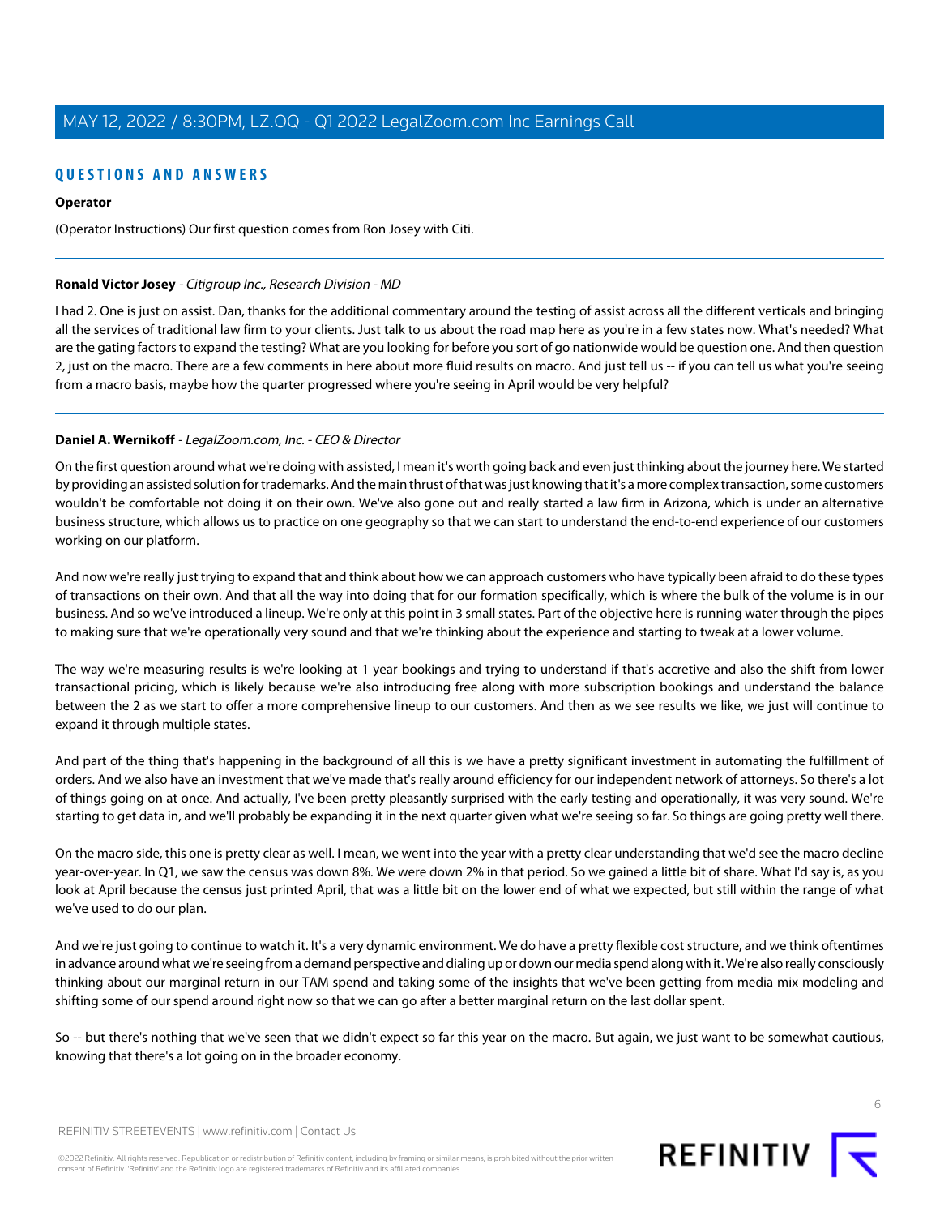## QUESTIONS AND ANSWERS

**Operator**

(Operator Instructions) Our first question comes from Ron Josey with Citi.

---

**Ronald Victor Josey** - *Citigroup Inc., Research Division - MD*

I had 2. One is just on assist. Dan, thanks for the additional commentary around the testing of assist across all the different verticals and bringing all the services of traditional law firm to your clients. Just talk to us about the road map here as you're in a few states now. What's needed? What are the gating factors to expand the testing? What are you looking for before you sort of go nationwide would be question one. And then question 2, just on the macro. There are a few comments in here about more fluid results on macro. And just tell us -- if you can tell us what you're seeing from a macro basis, maybe how the quarter progressed where you're seeing in April would be very helpful?

---

**Daniel A. Wernikoff** - *LegalZoom.com, Inc. - CEO & Director*

On the first question around what we're doing with assisted, I mean it's worth going back and even just thinking about the journey here. We started by providing an assisted solution for trademarks. And the main thrust of that was just knowing that it's a more complex transaction, some customers wouldn't be comfortable not doing it on their own. We've also gone out and really started a law firm in Arizona, which is under an alternative business structure, which allows us to practice on one geography so that we can start to understand the end-to-end experience of our customers working on our platform.

And now we're really just trying to expand that and think about how we can approach customers who have typically been afraid to do these types of transactions on their own. And that all the way into doing that for our formation specifically, which is where the bulk of the volume is in our business. And so we've introduced a lineup. We're only at this point in 3 small states. Part of the objective here is running water through the pipes to making sure that we're operationally very sound and that we're thinking about the experience and starting to tweak at a lower volume.

The way we're measuring results is we're looking at 1 year bookings and trying to understand if that's accretive and also the shift from lower transactional pricing, which is likely because we're also introducing free along with more subscription bookings and understand the balance between the 2 as we start to offer a more comprehensive lineup to our customers. And then as we see results we like, we just will continue to expand it through multiple states.

And part of the thing that's happening in the background of all this is we have a pretty significant investment in automating the fulfillment of orders. And we also have an investment that we've made that's really around efficiency for our independent network of attorneys. So there's a lot of things going on at once. And actually, I've been pretty pleasantly surprised with the early testing and operationally, it was very sound. We're starting to get data in, and we'll probably be expanding it in the next quarter given what we're seeing so far. So things are going pretty well there.

On the macro side, this one is pretty clear as well. I mean, we went into the year with a pretty clear understanding that we'd see the macro decline year-over-year. In Q1, we saw the census was down 8%. We were down 2% in that period. So we gained a little bit of share. What I'd say is, as you look at April because the census just printed April, that was a little bit on the lower end of what we expected, but still within the range of what we've used to do our plan.

And we're just going to continue to watch it. It's a very dynamic environment. We do have a pretty flexible cost structure, and we think oftentimes in advance around what we're seeing from a demand perspective and dialing up or down our media spend along with it. We're also really consciously thinking about our marginal return in our TAM spend and taking some of the insights that we've been getting from media mix modeling and shifting some of our spend around right now so that we can go after a better marginal return on the last dollar spent.

So -- but there's nothing that we've seen that we didn't expect so far this year on the macro. But again, we just want to be somewhat cautious, knowing that there's a lot going on in the broader economy.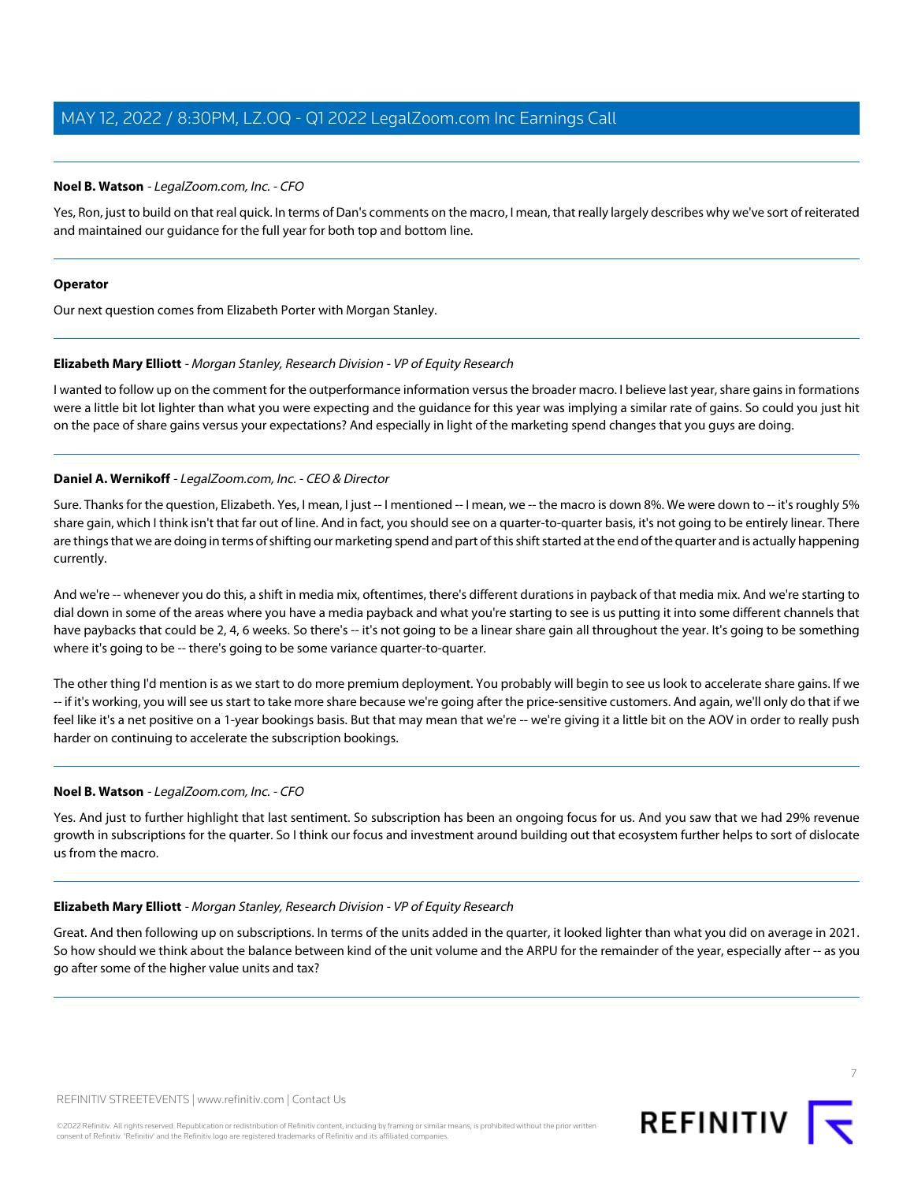**Noel B. Watson** - *LegalZoom.com, Inc. - CFO*

Yes, Ron, just to build on that real quick. In terms of Dan's comments on the macro, I mean, that really largely describes why we've sort of reiterated and maintained our guidance for the full year for both top and bottom line.

**Operator**

Our next question comes from Elizabeth Porter with Morgan Stanley.

**Elizabeth Mary Elliott** - *Morgan Stanley, Research Division - VP of Equity Research*

I wanted to follow up on the comment for the outperformance information versus the broader macro. I believe last year, share gains in formations were a little bit lot lighter than what you were expecting and the guidance for this year was implying a similar rate of gains. So could you just hit on the pace of share gains versus your expectations? And especially in light of the marketing spend changes that you guys are doing.

**Daniel A. Wernikoff** - *LegalZoom.com, Inc. - CEO & Director*

Sure. Thanks for the question, Elizabeth. Yes, I mean, I just -- I mentioned -- I mean, we -- the macro is down 8%. We were down to -- it's roughly 5% share gain, which I think isn't that far out of line. And in fact, you should see on a quarter-to-quarter basis, it's not going to be entirely linear. There are things that we are doing in terms of shifting our marketing spend and part of this shift started at the end of the quarter and is actually happening currently.

And we're -- whenever you do this, a shift in media mix, oftentimes, there's different durations in payback of that media mix. And we're starting to dial down in some of the areas where you have a media payback and what you're starting to see is us putting it into some different channels that have paybacks that could be 2, 4, 6 weeks. So there's -- it's not going to be a linear share gain all throughout the year. It's going to be something where it's going to be -- there's going to be some variance quarter-to-quarter.

The other thing I'd mention is as we start to do more premium deployment. You probably will begin to see us look to accelerate share gains. If we -- if it's working, you will see us start to take more share because we're going after the price-sensitive customers. And again, we'll only do that if we feel like it's a net positive on a 1-year bookings basis. But that may mean that we're -- we're giving it a little bit on the AOV in order to really push harder on continuing to accelerate the subscription bookings.

**Noel B. Watson** - *LegalZoom.com, Inc. - CFO*

Yes. And just to further highlight that last sentiment. So subscription has been an ongoing focus for us. And you saw that we had 29% revenue growth in subscriptions for the quarter. So I think our focus and investment around building out that ecosystem further helps to sort of dislocate us from the macro.

**Elizabeth Mary Elliott** - *Morgan Stanley, Research Division - VP of Equity Research*

Great. And then following up on subscriptions. In terms of the units added in the quarter, it looked lighter than what you did on average in 2021. So how should we think about the balance between kind of the unit volume and the ARPU for the remainder of the year, especially after -- as you go after some of the higher value units and tax?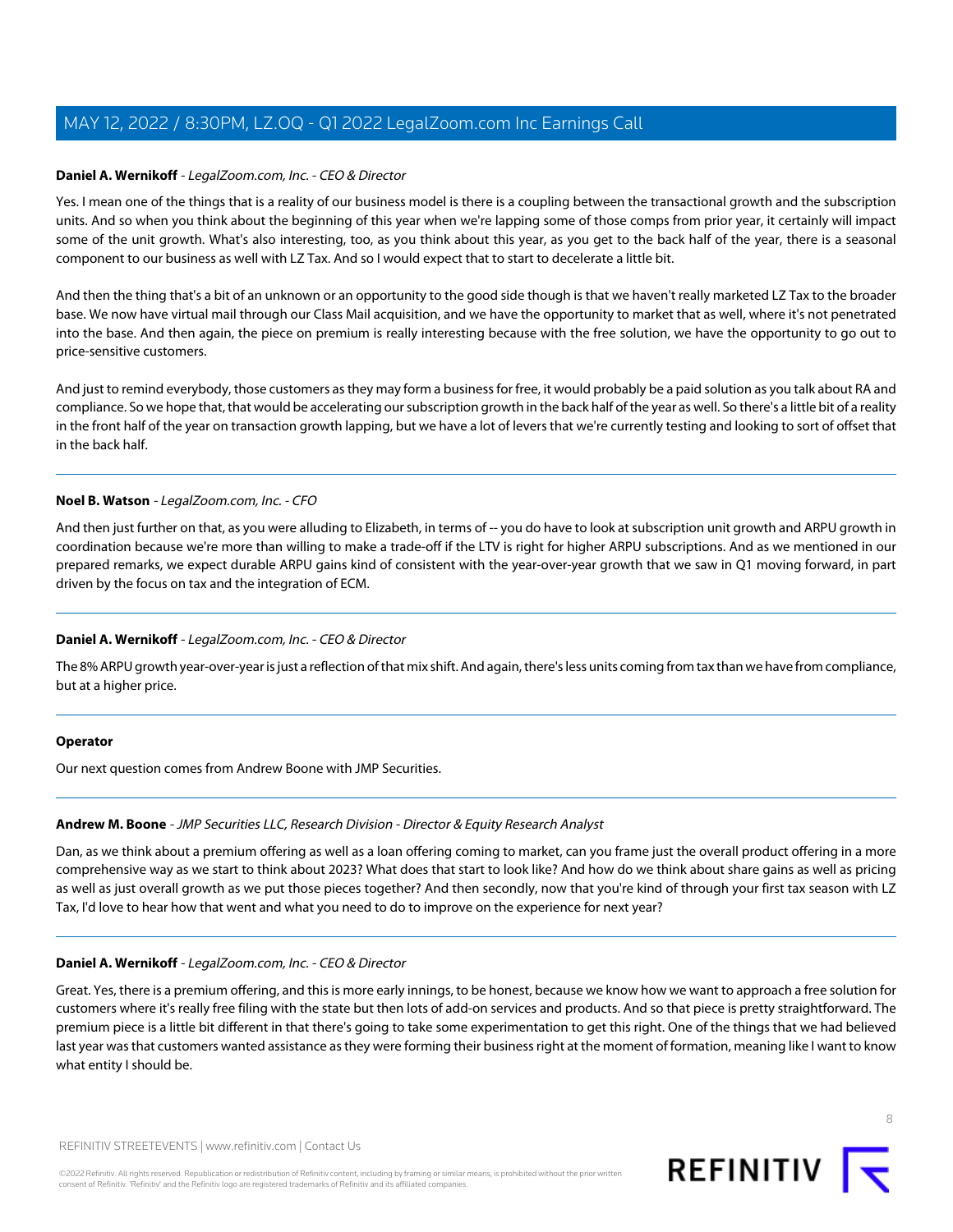**Daniel A. Wernikoff** - *LegalZoom.com, Inc. - CEO & Director*

Yes. I mean one of the things that is a reality of our business model is there is a coupling between the transactional growth and the subscription units. And so when you think about the beginning of this year when we're lapping some of those comps from prior year, it certainly will impact some of the unit growth. What's also interesting, too, as you think about this year, as you get to the back half of the year, there is a seasonal component to our business as well with LZ Tax. And so I would expect that to start to decelerate a little bit.

And then the thing that's a bit of an unknown or an opportunity to the good side though is that we haven't really marketed LZ Tax to the broader base. We now have virtual mail through our Class Mail acquisition, and we have the opportunity to market that as well, where it's not penetrated into the base. And then again, the piece on premium is really interesting because with the free solution, we have the opportunity to go out to price-sensitive customers.

And just to remind everybody, those customers as they may form a business for free, it would probably be a paid solution as you talk about RA and compliance. So we hope that, that would be accelerating our subscription growth in the back half of the year as well. So there's a little bit of a reality in the front half of the year on transaction growth lapping, but we have a lot of levers that we're currently testing and looking to sort of offset that in the back half.

---

**Noel B. Watson** - *LegalZoom.com, Inc. - CFO*

And then just further on that, as you were alluding to Elizabeth, in terms of -- you do have to look at subscription unit growth and ARPU growth in coordination because we're more than willing to make a trade-off if the LTV is right for higher ARPU subscriptions. And as we mentioned in our prepared remarks, we expect durable ARPU gains kind of consistent with the year-over-year growth that we saw in Q1 moving forward, in part driven by the focus on tax and the integration of ECM.

---

**Daniel A. Wernikoff** - *LegalZoom.com, Inc. - CEO & Director*

The 8% ARPU growth year-over-year is just a reflection of that mix shift. And again, there's less units coming from tax than we have from compliance, but at a higher price.

---

**Operator**

Our next question comes from Andrew Boone with JMP Securities.

---

**Andrew M. Boone** - *JMP Securities LLC, Research Division - Director & Equity Research Analyst*

Dan, as we think about a premium offering as well as a loan offering coming to market, can you frame just the overall product offering in a more comprehensive way as we start to think about 2023? What does that start to look like? And how do we think about share gains as well as pricing as well as just overall growth as we put those pieces together? And then secondly, now that you're kind of through your first tax season with LZ Tax, I'd love to hear how that went and what you need to do to improve on the experience for next year?

---

**Daniel A. Wernikoff** - *LegalZoom.com, Inc. - CEO & Director*

Great. Yes, there is a premium offering, and this is more early innings, to be honest, because we know how we want to approach a free solution for customers where it's really free filing with the state but then lots of add-on services and products. And so that piece is pretty straightforward. The premium piece is a little bit different in that there's going to take some experimentation to get this right. One of the things that we had believed last year was that customers wanted assistance as they were forming their business right at the moment of formation, meaning like I want to know what entity I should be.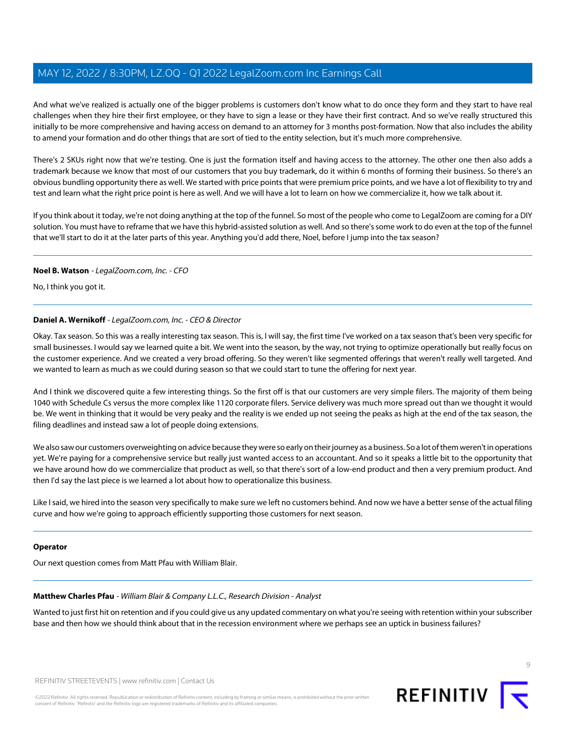And what we've realized is actually one of the bigger problems is customers don't know what to do once they form and they start to have real challenges when they hire their first employee, or they have to sign a lease or they have their first contract. And so we've really structured this initially to be more comprehensive and having access on demand to an attorney for 3 months post-formation. Now that also includes the ability to amend your formation and do other things that are sort of tied to the entity selection, but it's much more comprehensive.

There's 2 SKUs right now that we're testing. One is just the formation itself and having access to the attorney. The other one then also adds a trademark because we know that most of our customers that you buy trademark, do it within 6 months of forming their business. So there's an obvious bundling opportunity there as well. We started with price points that were premium price points, and we have a lot of flexibility to try and test and learn what the right price point is here as well. And we will have a lot to learn on how we commercialize it, how we talk about it.

If you think about it today, we're not doing anything at the top of the funnel. So most of the people who come to LegalZoom are coming for a DIY solution. You must have to reframe that we have this hybrid-assisted solution as well. And so there's some work to do even at the top of the funnel that we'll start to do it at the later parts of this year. Anything you'd add there, Noel, before I jump into the tax season?

---

**Noel B. Watson** - *LegalZoom.com, Inc. - CFO*

No, I think you got it.

---

**Daniel A. Wernikoff** - *LegalZoom.com, Inc. - CEO & Director*

Okay. Tax season. So this was a really interesting tax season. This is, I will say, the first time I've worked on a tax season that's been very specific for small businesses. I would say we learned quite a bit. We went into the season, by the way, not trying to optimize operationally but really focus on the customer experience. And we created a very broad offering. So they weren't like segmented offerings that weren't really well targeted. And we wanted to learn as much as we could during season so that we could start to tune the offering for next year.

And I think we discovered quite a few interesting things. So the first off is that our customers are very simple filers. The majority of them being 1040 with Schedule Cs versus the more complex like 1120 corporate filers. Service delivery was much more spread out than we thought it would be. We went in thinking that it would be very peaky and the reality is we ended up not seeing the peaks as high at the end of the tax season, the filing deadlines and instead saw a lot of people doing extensions.

We also saw our customers overweighting on advice because they were so early on their journey as a business. So a lot of them weren't in operations yet. We're paying for a comprehensive service but really just wanted access to an accountant. And so it speaks a little bit to the opportunity that we have around how do we commercialize that product as well, so that there's sort of a low-end product and then a very premium product. And then I'd say the last piece is we learned a lot about how to operationalize this business.

Like I said, we hired into the season very specifically to make sure we left no customers behind. And now we have a better sense of the actual filing curve and how we're going to approach efficiently supporting those customers for next season.

---

**Operator**

Our next question comes from Matt Pfau with William Blair.

---

**Matthew Charles Pfau** - *William Blair & Company L.L.C., Research Division - Analyst*

Wanted to just first hit on retention and if you could give us any updated commentary on what you're seeing with retention within your subscriber base and then how we should think about that in the recession environment where we perhaps see an uptick in business failures?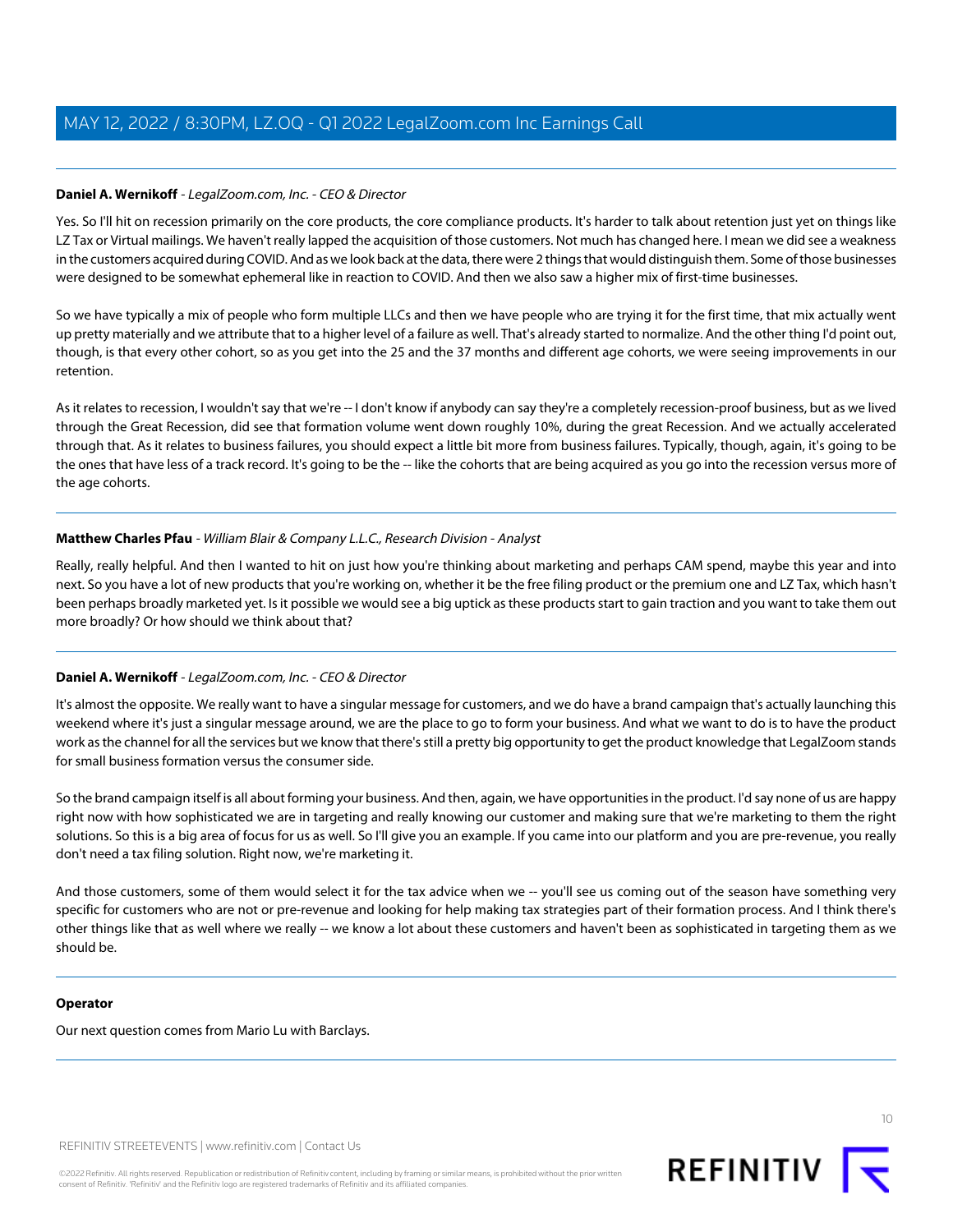**Daniel A. Wernikoff** - *LegalZoom.com, Inc. - CEO & Director*

Yes. So I'll hit on recession primarily on the core products, the core compliance products. It's harder to talk about retention just yet on things like LZ Tax or Virtual mailings. We haven't really lapped the acquisition of those customers. Not much has changed here. I mean we did see a weakness in the customers acquired during COVID. And as we look back at the data, there were 2 things that would distinguish them. Some of those businesses were designed to be somewhat ephemeral like in reaction to COVID. And then we also saw a higher mix of first-time businesses.

So we have typically a mix of people who form multiple LLCs and then we have people who are trying it for the first time, that mix actually went up pretty materially and we attribute that to a higher level of a failure as well. That's already started to normalize. And the other thing I'd point out, though, is that every other cohort, so as you get into the 25 and the 37 months and different age cohorts, we were seeing improvements in our retention.

As it relates to recession, I wouldn't say that we're -- I don't know if anybody can say they're a completely recession-proof business, but as we lived through the Great Recession, did see that formation volume went down roughly 10%, during the great Recession. And we actually accelerated through that. As it relates to business failures, you should expect a little bit more from business failures. Typically, though, again, it's going to be the ones that have less of a track record. It's going to be the -- like the cohorts that are being acquired as you go into the recession versus more of the age cohorts.

---

**Matthew Charles Pfau** - *William Blair & Company L.L.C., Research Division - Analyst*

Really, really helpful. And then I wanted to hit on just how you're thinking about marketing and perhaps CAM spend, maybe this year and into next. So you have a lot of new products that you're working on, whether it be the free filing product or the premium one and LZ Tax, which hasn't been perhaps broadly marketed yet. Is it possible we would see a big uptick as these products start to gain traction and you want to take them out more broadly? Or how should we think about that?

---

**Daniel A. Wernikoff** - *LegalZoom.com, Inc. - CEO & Director*

It's almost the opposite. We really want to have a singular message for customers, and we do have a brand campaign that's actually launching this weekend where it's just a singular message around, we are the place to go to form your business. And what we want to do is to have the product work as the channel for all the services but we know that there's still a pretty big opportunity to get the product knowledge that LegalZoom stands for small business formation versus the consumer side.

So the brand campaign itself is all about forming your business. And then, again, we have opportunities in the product. I'd say none of us are happy right now with how sophisticated we are in targeting and really knowing our customer and making sure that we're marketing to them the right solutions. So this is a big area of focus for us as well. So I'll give you an example. If you came into our platform and you are pre-revenue, you really don't need a tax filing solution. Right now, we're marketing it.

And those customers, some of them would select it for the tax advice when we -- you'll see us coming out of the season have something very specific for customers who are not or pre-revenue and looking for help making tax strategies part of their formation process. And I think there's other things like that as well where we really -- we know a lot about these customers and haven't been as sophisticated in targeting them as we should be.

---

**Operator**

Our next question comes from Mario Lu with Barclays.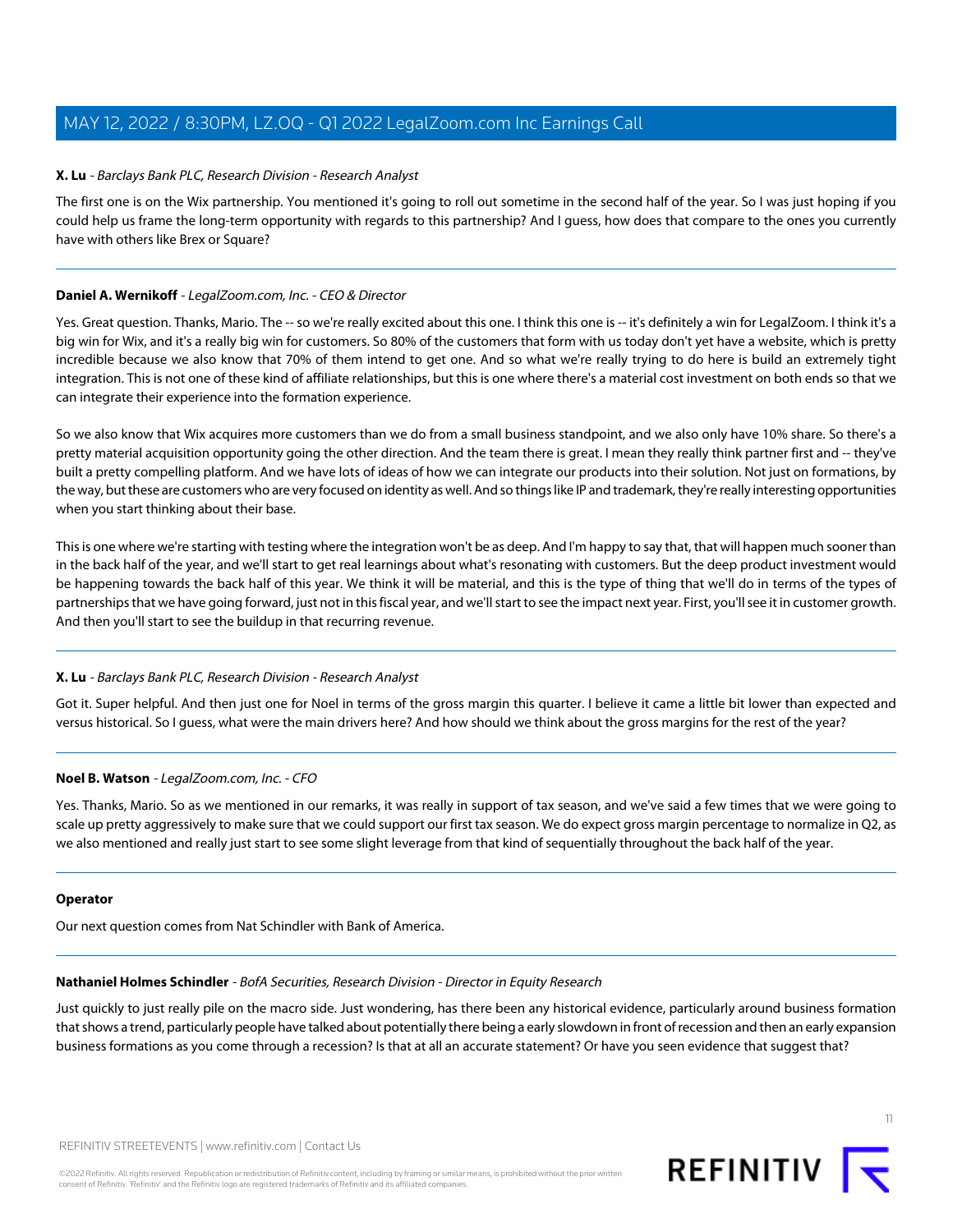**X. Lu** - *Barclays Bank PLC, Research Division - Research Analyst*

The first one is on the Wix partnership. You mentioned it's going to roll out sometime in the second half of the year. So I was just hoping if you could help us frame the long-term opportunity with regards to this partnership? And I guess, how does that compare to the ones you currently have with others like Brex or Square?

---

**Daniel A. Wernikoff** - *LegalZoom.com, Inc. - CEO & Director*

Yes. Great question. Thanks, Mario. The -- so we're really excited about this one. I think this one is -- it's definitely a win for LegalZoom. I think it's a big win for Wix, and it's a really big win for customers. So 80% of the customers that form with us today don't yet have a website, which is pretty incredible because we also know that 70% of them intend to get one. And so what we're really trying to do here is build an extremely tight integration. This is not one of these kind of affiliate relationships, but this is one where there's a material cost investment on both ends so that we can integrate their experience into the formation experience.

So we also know that Wix acquires more customers than we do from a small business standpoint, and we also only have 10% share. So there's a pretty material acquisition opportunity going the other direction. And the team there is great. I mean they really think partner first and -- they've built a pretty compelling platform. And we have lots of ideas of how we can integrate our products into their solution. Not just on formations, by the way, but these are customers who are very focused on identity as well. And so things like IP and trademark, they're really interesting opportunities when you start thinking about their base.

This is one where we're starting with testing where the integration won't be as deep. And I'm happy to say that, that will happen much sooner than in the back half of the year, and we'll start to get real learnings about what's resonating with customers. But the deep product investment would be happening towards the back half of this year. We think it will be material, and this is the type of thing that we'll do in terms of the types of partnerships that we have going forward, just not in this fiscal year, and we'll start to see the impact next year. First, you'll see it in customer growth. And then you'll start to see the buildup in that recurring revenue.

---

**X. Lu** - *Barclays Bank PLC, Research Division - Research Analyst*

Got it. Super helpful. And then just one for Noel in terms of the gross margin this quarter. I believe it came a little bit lower than expected and versus historical. So I guess, what were the main drivers here? And how should we think about the gross margins for the rest of the year?

---

**Noel B. Watson** - *LegalZoom.com, Inc. - CFO*

Yes. Thanks, Mario. So as we mentioned in our remarks, it was really in support of tax season, and we've said a few times that we were going to scale up pretty aggressively to make sure that we could support our first tax season. We do expect gross margin percentage to normalize in Q2, as we also mentioned and really just start to see some slight leverage from that kind of sequentially throughout the back half of the year.

---

**Operator**

Our next question comes from Nat Schindler with Bank of America.

---

**Nathaniel Holmes Schindler** - *BofA Securities, Research Division - Director in Equity Research*

Just quickly to just really pile on the macro side. Just wondering, has there been any historical evidence, particularly around business formation that shows a trend, particularly people have talked about potentially there being a early slowdown in front of recession and then an early expansion business formations as you come through a recession? Is that at all an accurate statement? Or have you seen evidence that suggest that?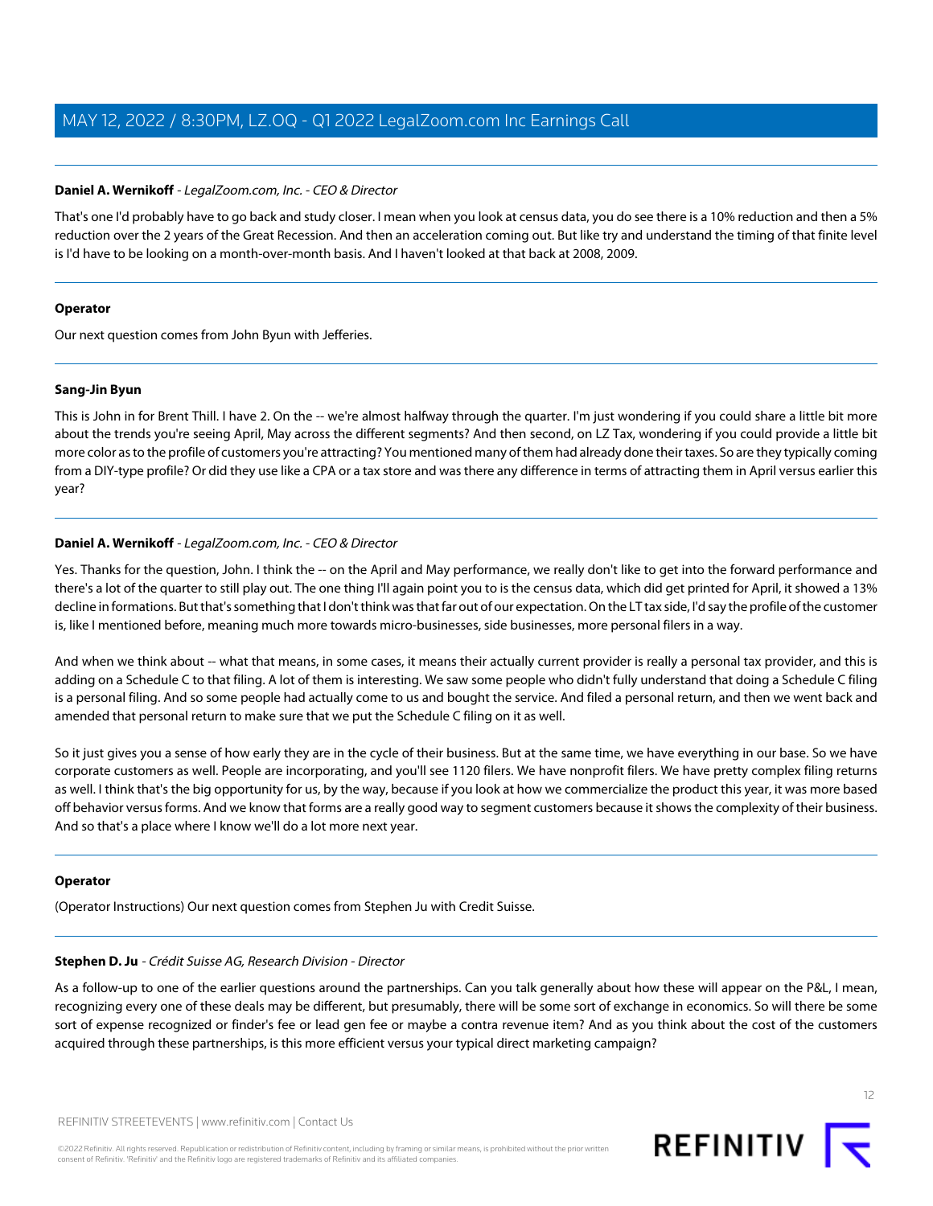**Daniel A. Wernikoff** - *LegalZoom.com, Inc. - CEO & Director*

That's one I'd probably have to go back and study closer. I mean when you look at census data, you do see there is a 10% reduction and then a 5% reduction over the 2 years of the Great Recession. And then an acceleration coming out. But like try and understand the timing of that finite level is I'd have to be looking on a month-over-month basis. And I haven't looked at that back at 2008, 2009.

---

**Operator**

Our next question comes from John Byun with Jefferies.

---

**Sang-Jin Byun**

This is John in for Brent Thill. I have 2. On the -- we're almost halfway through the quarter. I'm just wondering if you could share a little bit more about the trends you're seeing April, May across the different segments? And then second, on LZ Tax, wondering if you could provide a little bit more color as to the profile of customers you're attracting? You mentioned many of them had already done their taxes. So are they typically coming from a DIY-type profile? Or did they use like a CPA or a tax store and was there any difference in terms of attracting them in April versus earlier this year?

---

**Daniel A. Wernikoff** - *LegalZoom.com, Inc. - CEO & Director*

Yes. Thanks for the question, John. I think the -- on the April and May performance, we really don't like to get into the forward performance and there's a lot of the quarter to still play out. The one thing I'll again point you to is the census data, which did get printed for April, it showed a 13% decline in formations. But that's something that I don't think was that far out of our expectation. On the LT tax side, I'd say the profile of the customer is, like I mentioned before, meaning much more towards micro-businesses, side businesses, more personal filers in a way.

And when we think about -- what that means, in some cases, it means their actually current provider is really a personal tax provider, and this is adding on a Schedule C to that filing. A lot of them is interesting. We saw some people who didn't fully understand that doing a Schedule C filing is a personal filing. And so some people had actually come to us and bought the service. And filed a personal return, and then we went back and amended that personal return to make sure that we put the Schedule C filing on it as well.

So it just gives you a sense of how early they are in the cycle of their business. But at the same time, we have everything in our base. So we have corporate customers as well. People are incorporating, and you'll see 1120 filers. We have nonprofit filers. We have pretty complex filing returns as well. I think that's the big opportunity for us, by the way, because if you look at how we commercialize the product this year, it was more based off behavior versus forms. And we know that forms are a really good way to segment customers because it shows the complexity of their business. And so that's a place where I know we'll do a lot more next year.

---

**Operator**

(Operator Instructions) Our next question comes from Stephen Ju with Credit Suisse.

---

**Stephen D. Ju** - *Crédit Suisse AG, Research Division - Director*

As a follow-up to one of the earlier questions around the partnerships. Can you talk generally about how these will appear on the P&L, I mean, recognizing every one of these deals may be different, but presumably, there will be some sort of exchange in economics. So will there be some sort of expense recognized or finder's fee or lead gen fee or maybe a contra revenue item? And as you think about the cost of the customers acquired through these partnerships, is this more efficient versus your typical direct marketing campaign?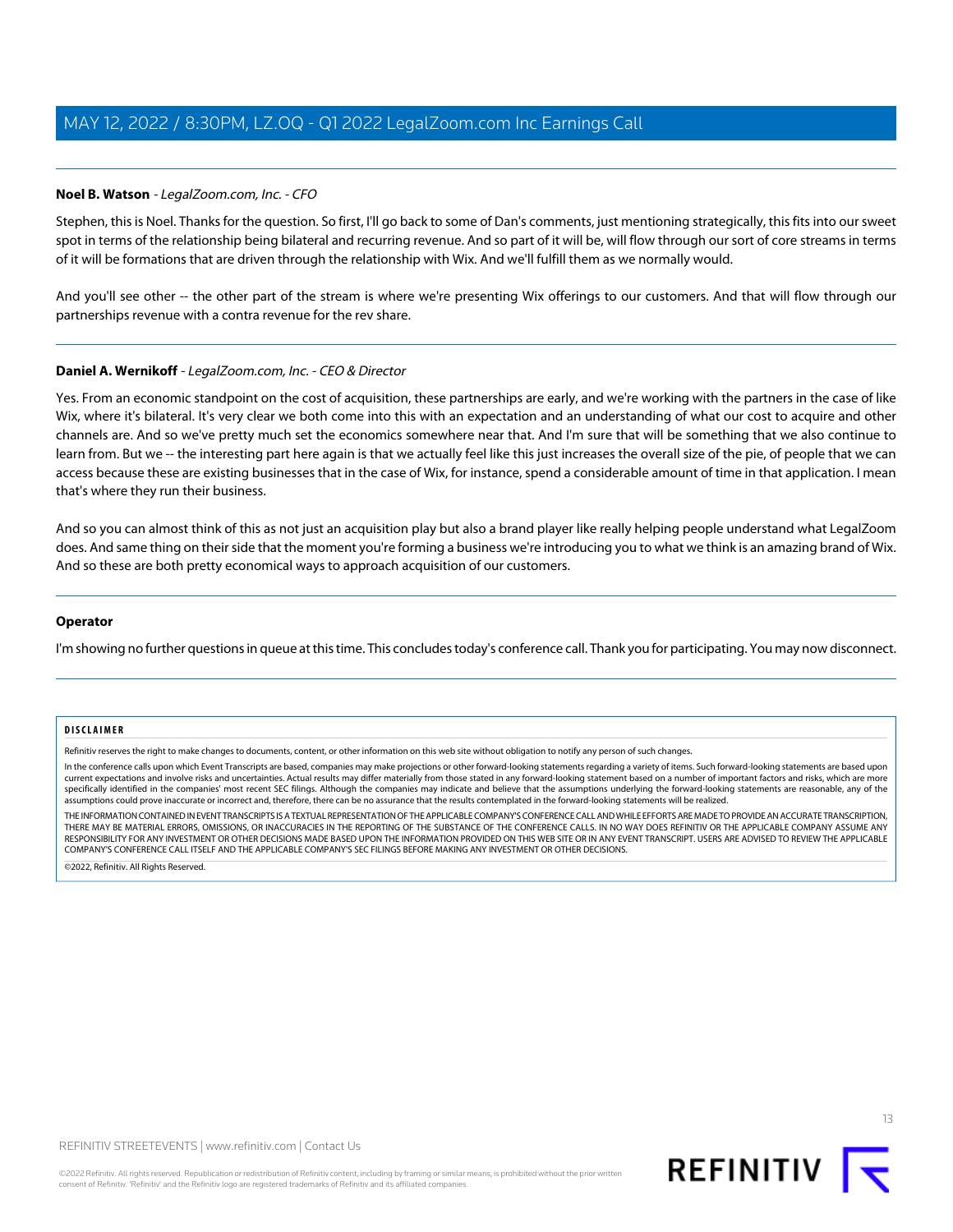**Noel B. Watson** - *LegalZoom.com, Inc. - CFO*

Stephen, this is Noel. Thanks for the question. So first, I'll go back to some of Dan's comments, just mentioning strategically, this fits into our sweet spot in terms of the relationship being bilateral and recurring revenue. And so part of it will be, will flow through our sort of core streams in terms of it will be formations that are driven through the relationship with Wix. And we'll fulfill them as we normally would.

And you'll see other -- the other part of the stream is where we're presenting Wix offerings to our customers. And that will flow through our partnerships revenue with a contra revenue for the rev share.

---

**Daniel A. Wernikoff** - *LegalZoom.com, Inc. - CEO & Director*

Yes. From an economic standpoint on the cost of acquisition, these partnerships are early, and we're working with the partners in the case of like Wix, where it's bilateral. It's very clear we both come into this with an expectation and an understanding of what our cost to acquire and other channels are. And so we've pretty much set the economics somewhere near that. And I'm sure that will be something that we also continue to learn from. But we -- the interesting part here again is that we actually feel like this just increases the overall size of the pie, of people that we can access because these are existing businesses that in the case of Wix, for instance, spend a considerable amount of time in that application. I mean that's where they run their business.

And so you can almost think of this as not just an acquisition play but also a brand player like really helping people understand what LegalZoom does. And same thing on their side that the moment you're forming a business we're introducing you to what we think is an amazing brand of Wix. And so these are both pretty economical ways to approach acquisition of our customers.

---

**Operator**

I'm showing no further questions in queue at this time. This concludes today's conference call. Thank you for participating. You may now disconnect.

---

**DISCLAIMER**

Refinitiv reserves the right to make changes to documents, content, or other information on this web site without obligation to notify any person of such changes.

In the conference calls upon which Event Transcripts are based, companies may make projections or other forward-looking statements regarding a variety of items. Such forward-looking statements are based upon current expectations and involve risks and uncertainties. Actual results may differ materially from those stated in any forward-looking statement based on a number of important factors and risks, which are more specifically identified in the companies' most recent SEC filings. Although the companies may indicate and believe that the assumptions underlying the forward-looking statements are reasonable, any of the assumptions could prove inaccurate or incorrect and, therefore, there can be no assurance that the results contemplated in the forward-looking statements will be realized.

THE INFORMATION CONTAINED IN EVENT TRANSCRIPTS IS A TEXTUAL REPRESENTATION OF THE APPLICABLE COMPANY'S CONFERENCE CALL AND WHILE EFFORTS ARE MADE TO PROVIDE AN ACCURATE TRANSCRIPTION, THERE MAY BE MATERIAL ERRORS, OMISSIONS, OR INACCURACIES IN THE REPORTING OF THE SUBSTANCE OF THE CONFERENCE CALLS. IN NO WAY DOES REFINITIV OR THE APPLICABLE COMPANY ASSUME ANY RESPONSIBILITY FOR ANY INVESTMENT OR OTHER DECISIONS MADE BASED UPON THE INFORMATION PROVIDED ON THIS WEB SITE OR IN ANY EVENT TRANSCRIPT. USERS ARE ADVISED TO REVIEW THE APPLICABLE COMPANY'S CONFERENCE CALL ITSELF AND THE APPLICABLE COMPANY'S SEC FILINGS BEFORE MAKING ANY INVESTMENT OR OTHER DECISIONS.

©2022, Refinitiv. All Rights Reserved.